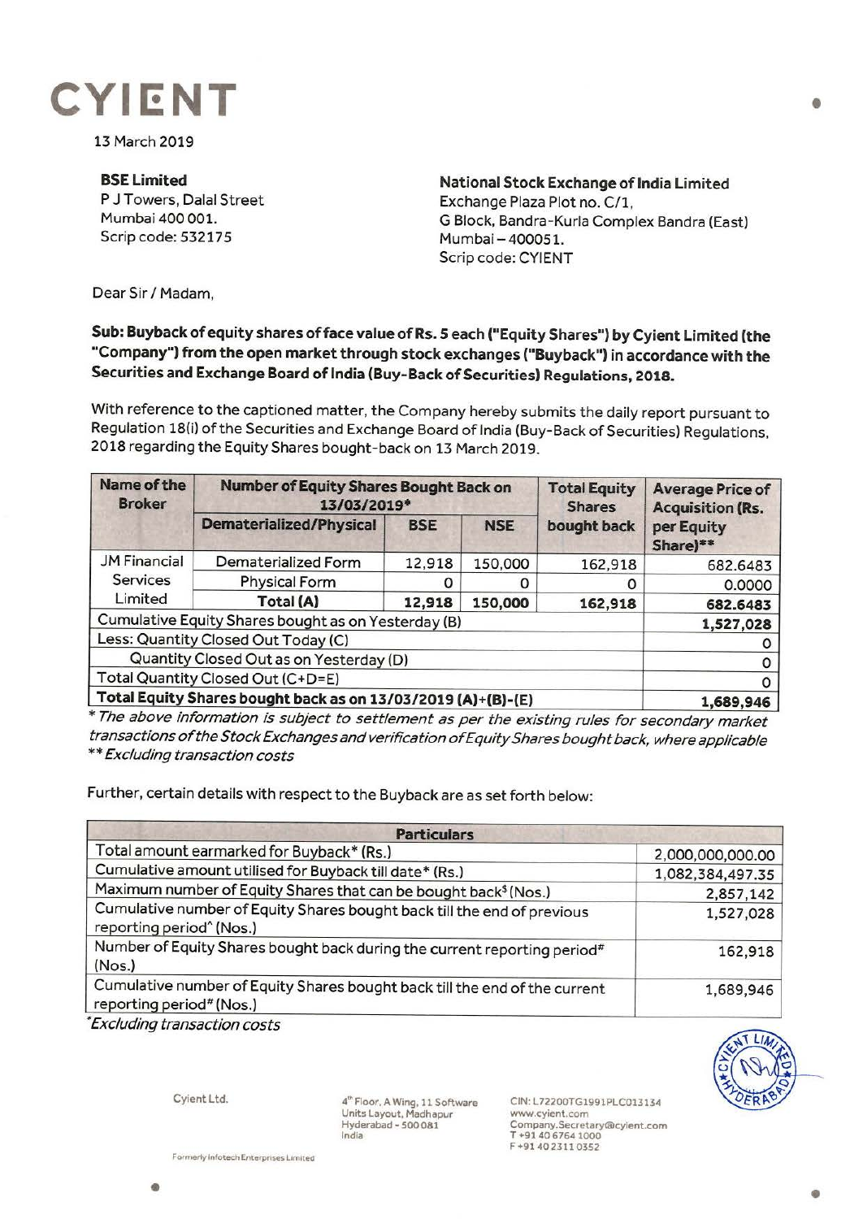# CYIENT

13 March 2019

**BSE Limited**
P J Towers, Dalal Street
Mumbai 400 001.
Scrip code: 532175

**National Stock Exchange of India Limited**
Exchange Plaza Plot no. C/1,
G Block, Bandra-Kurla Complex Bandra (East)
Mumbai – 400051.
Scrip code: CYIENT

Dear Sir / Madam,

**Sub: Buyback of equity shares of face value of Rs. 5 each ("Equity Shares") by Cyient Limited (the "Company") from the open market through stock exchanges ("Buyback") in accordance with the Securities and Exchange Board of India (Buy-Back of Securities) Regulations, 2018.**

With reference to the captioned matter, the Company hereby submits the daily report pursuant to Regulation 18(i) of the Securities and Exchange Board of India (Buy-Back of Securities) Regulations, 2018 regarding the Equity Shares bought-back on 13 March 2019.

| Name of the Broker | Number of Equity Shares Bought Back on 13/03/2019* | | | Total Equity Shares bought back | Average Price of Acquisition (Rs. per Equity Share)** |
|---|---|---|---|---|---|
| | Dematerialized/Physical | BSE | NSE | | |
| JM Financial Services Limited | Dematerialized Form | 12,918 | 150,000 | 162,918 | 682.6483 |
| | Physical Form | 0 | 0 | 0 | 0.0000 |
| | **Total (A)** | **12,918** | **150,000** | **162,918** | **682.6483** |
| Cumulative Equity Shares bought as on Yesterday (B) | | | | | **1,527,028** |
| Less: Quantity Closed Out Today (C) | | | | | 0 |
| Quantity Closed Out as on Yesterday (D) | | | | | 0 |
| Total Quantity Closed Out (C+D=E) | | | | | 0 |
| **Total Equity Shares bought back as on 13/03/2019 (A)+(B)-(E)** | | | | | **1,689,946** |

*\* The above information is subject to settlement as per the existing rules for secondary market transactions of the Stock Exchanges and verification of Equity Shares bought back, where applicable*
*\*\* Excluding transaction costs*

Further, certain details with respect to the Buyback are as set forth below:

| Particulars | |
|---|---|
| Total amount earmarked for Buyback* (Rs.) | 2,000,000,000.00 |
| Cumulative amount utilised for Buyback till date* (Rs.) | 1,082,384,497.35 |
| Maximum number of Equity Shares that can be bought back$ (Nos.) | 2,857,142 |
| Cumulative number of Equity Shares bought back till the end of previous reporting period^ (Nos.) | 1,527,028 |
| Number of Equity Shares bought back during the current reporting period# (Nos.) | 162,918 |
| Cumulative number of Equity Shares bought back till the end of the current reporting period# (Nos.) | 1,689,946 |

*\*Excluding transaction costs*

Cyient Ltd.
4th Floor, A Wing, 11 Software Units Layout, Madhapur
Hyderabad - 500 081
India

CIN: L72200TG1991PLC013134
www.cyient.com
Company.Secretary@cyient.com
T +91 40 6764 1000
F +91 40 2311 0352

Formerly Infotech Enterprises Limited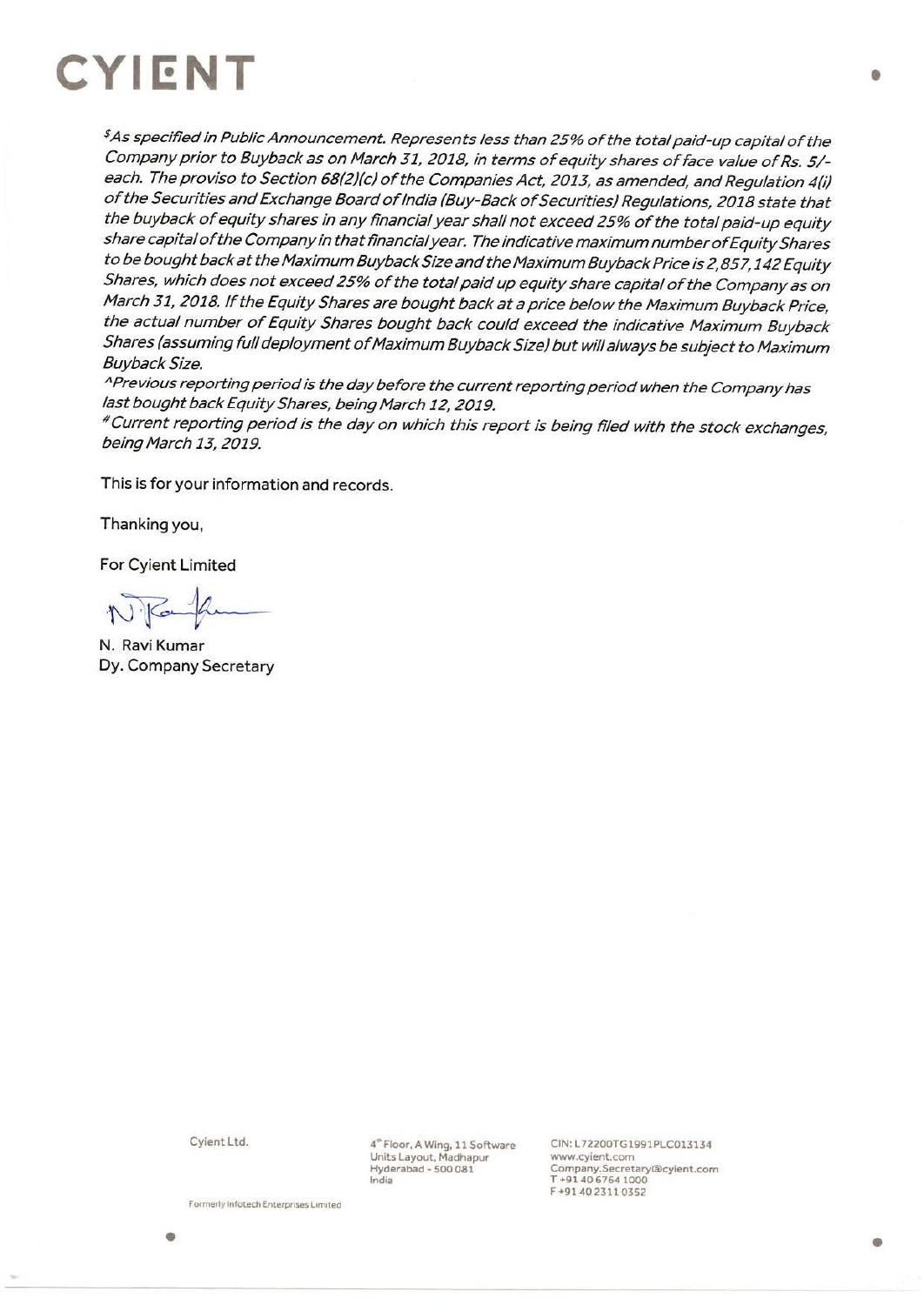# CYIENT

*$As specified in Public Announcement. Represents less than 25% of the total paid-up capital of the Company prior to Buyback as on March 31, 2018, in terms of equity shares of face value of Rs. 5/- each. The proviso to Section 68(2)(c) of the Companies Act, 2013, as amended, and Regulation 4(i) of the Securities and Exchange Board of India (Buy-Back of Securities) Regulations, 2018 state that the buyback of equity shares in any financial year shall not exceed 25% of the total paid-up equity share capital of the Company in that financial year. The indicative maximum number of Equity Shares to be bought back at the Maximum Buyback Size and the Maximum Buyback Price is 2,857,142 Equity Shares, which does not exceed 25% of the total paid up equity share capital of the Company as on March 31, 2018. If the Equity Shares are bought back at a price below the Maximum Buyback Price, the actual number of Equity Shares bought back could exceed the indicative Maximum Buyback Shares (assuming full deployment of Maximum Buyback Size) but will always be subject to Maximum Buyback Size.*

*^Previous reporting period is the day before the current reporting period when the Company has last bought back Equity Shares, being March 12, 2019.*

*#Current reporting period is the day on which this report is being filed with the stock exchanges, being March 13, 2019.*

This is for your information and records.

Thanking you,

For Cyient Limited

N. Ravi Kumar
Dy. Company Secretary

Cyient Ltd.

4th Floor, A Wing, 11 Software Units Layout, Madhapur
Hyderabad - 500 081
India

CIN: L72200TG1991PLC013134
www.cyient.com
Company.Secretary@cyient.com
T +91 40 6764 1000
F +91 40 2311 0352

Formerly Infotech Enterprises Limited